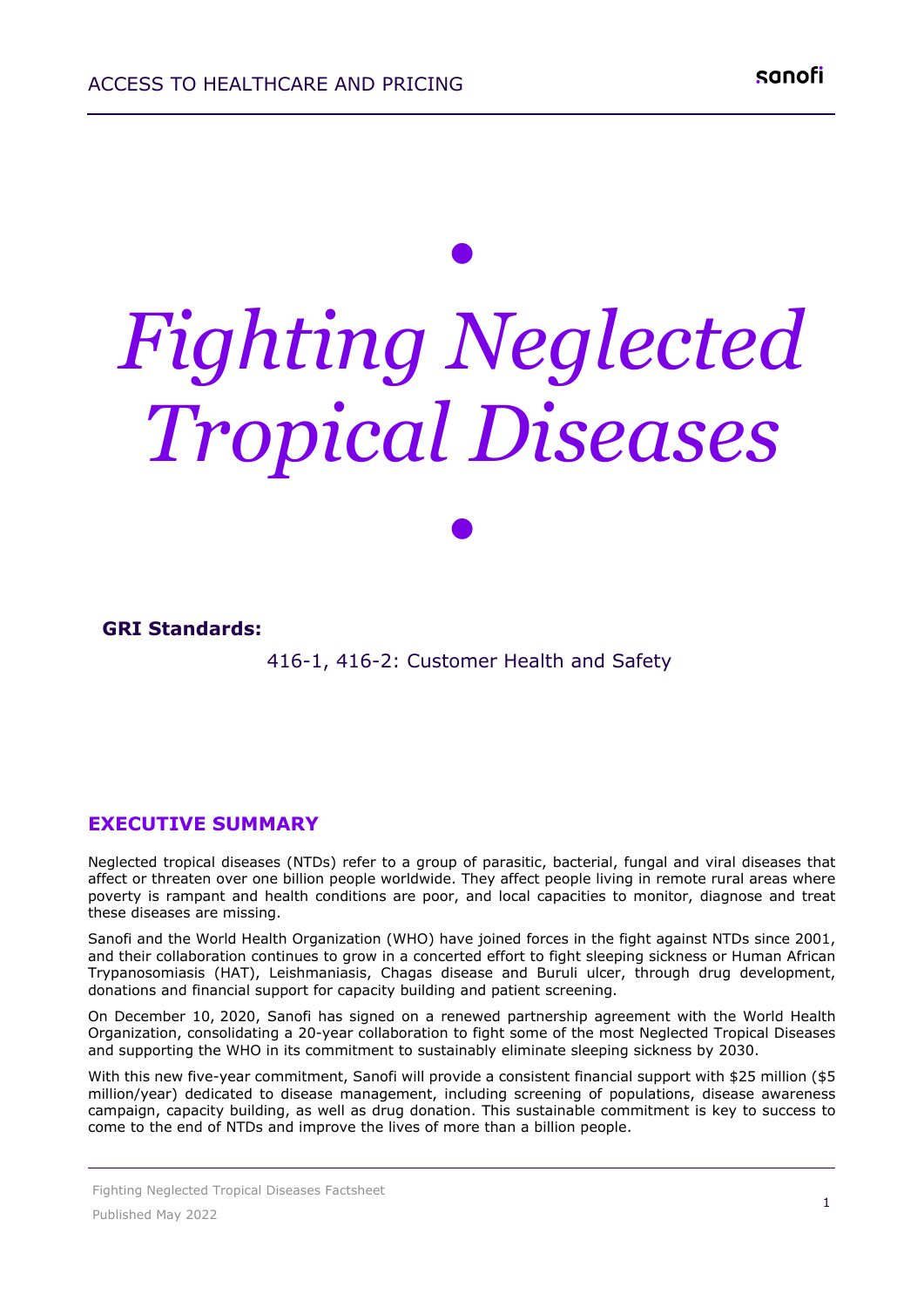# Fighting Neglected Tropical Diseases

**GRI Standards:**

416-1, 416-2: Customer Health and Safety

## EXECUTIVE SUMMARY

Neglected tropical diseases (NTDs) refer to a group of parasitic, bacterial, fungal and viral diseases that affect or threaten over one billion people worldwide. They affect people living in remote rural areas where poverty is rampant and health conditions are poor, and local capacities to monitor, diagnose and treat these diseases are missing.

Sanofi and the World Health Organization (WHO) have joined forces in the fight against NTDs since 2001, and their collaboration continues to grow in a concerted effort to fight sleeping sickness or Human African Trypanosomiasis (HAT), Leishmaniasis, Chagas disease and Buruli ulcer, through drug development, donations and financial support for capacity building and patient screening.

On December 10, 2020, Sanofi has signed on a renewed partnership agreement with the World Health Organization, consolidating a 20-year collaboration to fight some of the most Neglected Tropical Diseases and supporting the WHO in its commitment to sustainably eliminate sleeping sickness by 2030.

With this new five-year commitment, Sanofi will provide a consistent financial support with $25 million ($5 million/year) dedicated to disease management, including screening of populations, disease awareness campaign, capacity building, as well as drug donation. This sustainable commitment is key to success to come to the end of NTDs and improve the lives of more than a billion people.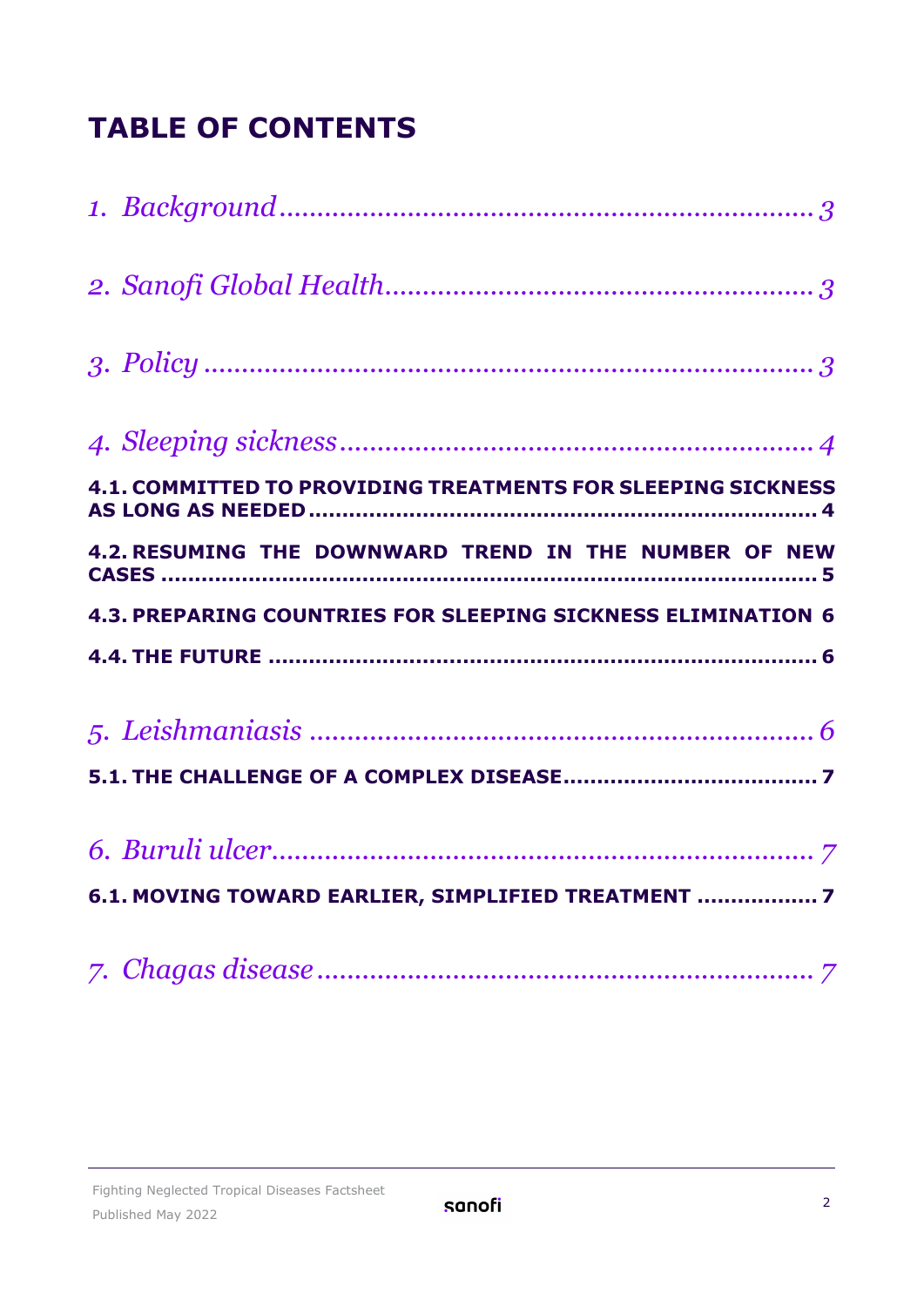# TABLE OF CONTENTS

*1. Background* ........................................................................ *3*

*2. Sanofi Global Health* ............................................................ *3*

*3. Policy* .................................................................................... *3*

*4. Sleeping sickness* .................................................................. *4*

**4.1. COMMITTED TO PROVIDING TREATMENTS FOR SLEEPING SICKNESS AS LONG AS NEEDED ........................................................................ 4**

**4.2. RESUMING THE DOWNWARD TREND IN THE NUMBER OF NEW CASES ........................................................................................ 5**

**4.3. PREPARING COUNTRIES FOR SLEEPING SICKNESS ELIMINATION 6**

**4.4. THE FUTURE ....................................................................... 6**

*5. Leishmaniasis* ........................................................................ *6*

**5.1. THE CHALLENGE OF A COMPLEX DISEASE ..................................... 7**

*6. Buruli ulcer* ............................................................................ *7*

**6.1. MOVING TOWARD EARLIER, SIMPLIFIED TREATMENT .................. 7**

*7. Chagas disease* ....................................................................... *7*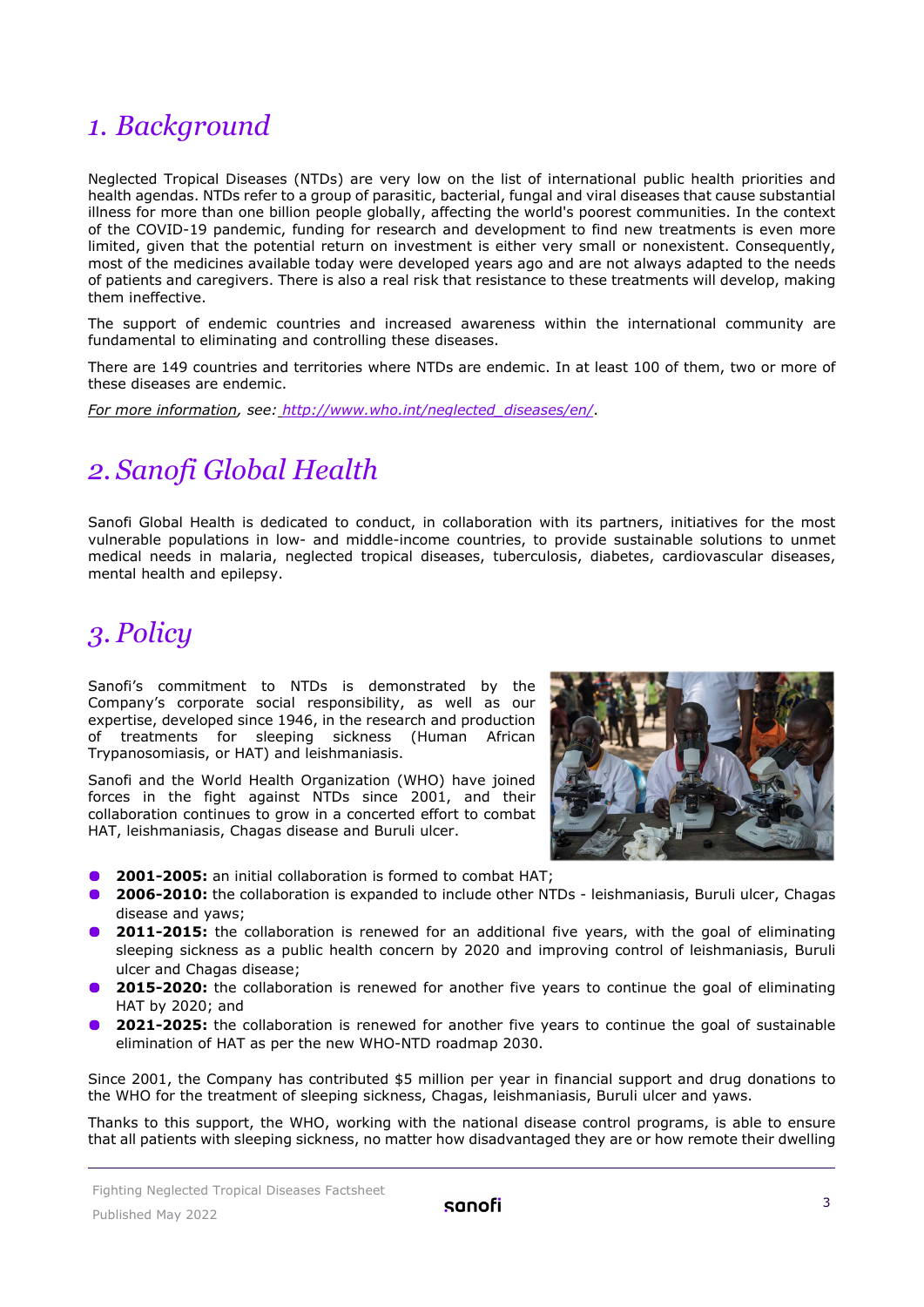## 1. Background

Neglected Tropical Diseases (NTDs) are very low on the list of international public health priorities and health agendas. NTDs refer to a group of parasitic, bacterial, fungal and viral diseases that cause substantial illness for more than one billion people globally, affecting the world's poorest communities. In the context of the COVID-19 pandemic, funding for research and development to find new treatments is even more limited, given that the potential return on investment is either very small or nonexistent. Consequently, most of the medicines available today were developed years ago and are not always adapted to the needs of patients and caregivers. There is also a real risk that resistance to these treatments will develop, making them ineffective.

The support of endemic countries and increased awareness within the international community are fundamental to eliminating and controlling these diseases.

There are 149 countries and territories where NTDs are endemic. In at least 100 of them, two or more of these diseases are endemic.

*For more information, see: http://www.who.int/neglected_diseases/en/.*

## 2. Sanofi Global Health

Sanofi Global Health is dedicated to conduct, in collaboration with its partners, initiatives for the most vulnerable populations in low- and middle-income countries, to provide sustainable solutions to unmet medical needs in malaria, neglected tropical diseases, tuberculosis, diabetes, cardiovascular diseases, mental health and epilepsy.

## 3. Policy

Sanofi's commitment to NTDs is demonstrated by the Company's corporate social responsibility, as well as our expertise, developed since 1946, in the research and production of treatments for sleeping sickness (Human African Trypanosomiasis, or HAT) and leishmaniasis.

Sanofi and the World Health Organization (WHO) have joined forces in the fight against NTDs since 2001, and their collaboration continues to grow in a concerted effort to combat HAT, leishmaniasis, Chagas disease and Buruli ulcer.

- **2001-2005:** an initial collaboration is formed to combat HAT;
- **2006-2010:** the collaboration is expanded to include other NTDs - leishmaniasis, Buruli ulcer, Chagas disease and yaws;
- **2011-2015:** the collaboration is renewed for an additional five years, with the goal of eliminating sleeping sickness as a public health concern by 2020 and improving control of leishmaniasis, Buruli ulcer and Chagas disease;
- **2015-2020:** the collaboration is renewed for another five years to continue the goal of eliminating HAT by 2020; and
- **2021-2025:** the collaboration is renewed for another five years to continue the goal of sustainable elimination of HAT as per the new WHO-NTD roadmap 2030.

Since 2001, the Company has contributed $5 million per year in financial support and drug donations to the WHO for the treatment of sleeping sickness, Chagas, leishmaniasis, Buruli ulcer and yaws.

Thanks to this support, the WHO, working with the national disease control programs, is able to ensure that all patients with sleeping sickness, no matter how disadvantaged they are or how remote their dwelling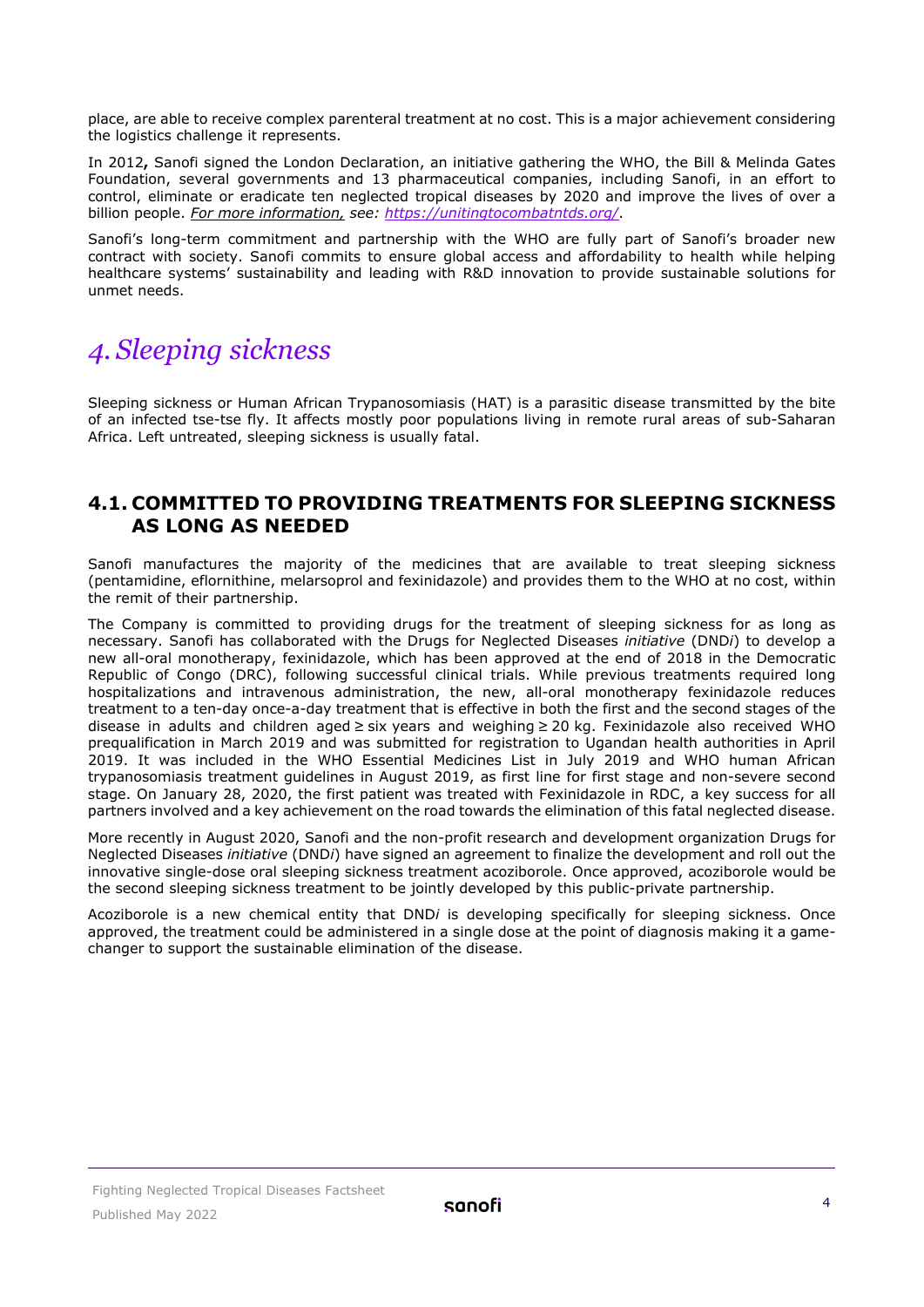place, are able to receive complex parenteral treatment at no cost. This is a major achievement considering the logistics challenge it represents.

In 2012**,** Sanofi signed the London Declaration, an initiative gathering the WHO, the Bill & Melinda Gates Foundation, several governments and 13 pharmaceutical companies, including Sanofi, in an effort to control, eliminate or eradicate ten neglected tropical diseases by 2020 and improve the lives of over a billion people. *For more information, see: https://unitingtocombatntds.org/.*

Sanofi's long-term commitment and partnership with the WHO are fully part of Sanofi's broader new contract with society. Sanofi commits to ensure global access and affordability to health while helping healthcare systems' sustainability and leading with R&D innovation to provide sustainable solutions for unmet needs.

# *4. Sleeping sickness*

Sleeping sickness or Human African Trypanosomiasis (HAT) is a parasitic disease transmitted by the bite of an infected tse-tse fly. It affects mostly poor populations living in remote rural areas of sub-Saharan Africa. Left untreated, sleeping sickness is usually fatal.

## 4.1. COMMITTED TO PROVIDING TREATMENTS FOR SLEEPING SICKNESS AS LONG AS NEEDED

Sanofi manufactures the majority of the medicines that are available to treat sleeping sickness (pentamidine, eflornithine, melarsoprol and fexinidazole) and provides them to the WHO at no cost, within the remit of their partnership.

The Company is committed to providing drugs for the treatment of sleeping sickness for as long as necessary. Sanofi has collaborated with the Drugs for Neglected Diseases *initiative* (DND*i*) to develop a new all-oral monotherapy, fexinidazole, which has been approved at the end of 2018 in the Democratic Republic of Congo (DRC), following successful clinical trials. While previous treatments required long hospitalizations and intravenous administration, the new, all-oral monotherapy fexinidazole reduces treatment to a ten-day once-a-day treatment that is effective in both the first and the second stages of the disease in adults and children aged ≥ six years and weighing ≥ 20 kg. Fexinidazole also received WHO prequalification in March 2019 and was submitted for registration to Ugandan health authorities in April 2019. It was included in the WHO Essential Medicines List in July 2019 and WHO human African trypanosomiasis treatment guidelines in August 2019, as first line for first stage and non-severe second stage. On January 28, 2020, the first patient was treated with Fexinidazole in RDC, a key success for all partners involved and a key achievement on the road towards the elimination of this fatal neglected disease.

More recently in August 2020, Sanofi and the non-profit research and development organization Drugs for Neglected Diseases *initiative* (DND*i*) have signed an agreement to finalize the development and roll out the innovative single-dose oral sleeping sickness treatment acoziborole. Once approved, acoziborole would be the second sleeping sickness treatment to be jointly developed by this public-private partnership.

Acoziborole is a new chemical entity that DND*i* is developing specifically for sleeping sickness. Once approved, the treatment could be administered in a single dose at the point of diagnosis making it a game-changer to support the sustainable elimination of the disease.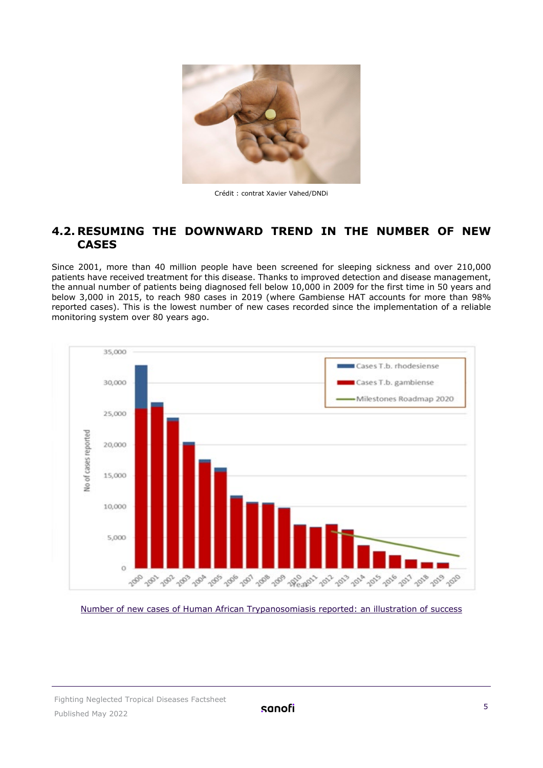Crédit : contrat Xavier Vahed/DNDi

## 4.2. RESUMING THE DOWNWARD TREND IN THE NUMBER OF NEW CASES

Since 2001, more than 40 million people have been screened for sleeping sickness and over 210,000 patients have received treatment for this disease. Thanks to improved detection and disease management, the annual number of patients being diagnosed fell below 10,000 in 2009 for the first time in 50 years and below 3,000 in 2015, to reach 980 cases in 2019 (where Gambiense HAT accounts for more than 98% reported cases). This is the lowest number of new cases recorded since the implementation of a reliable monitoring system over 80 years ago.

Number of new cases of Human African Trypanosomiasis reported: an illustration of success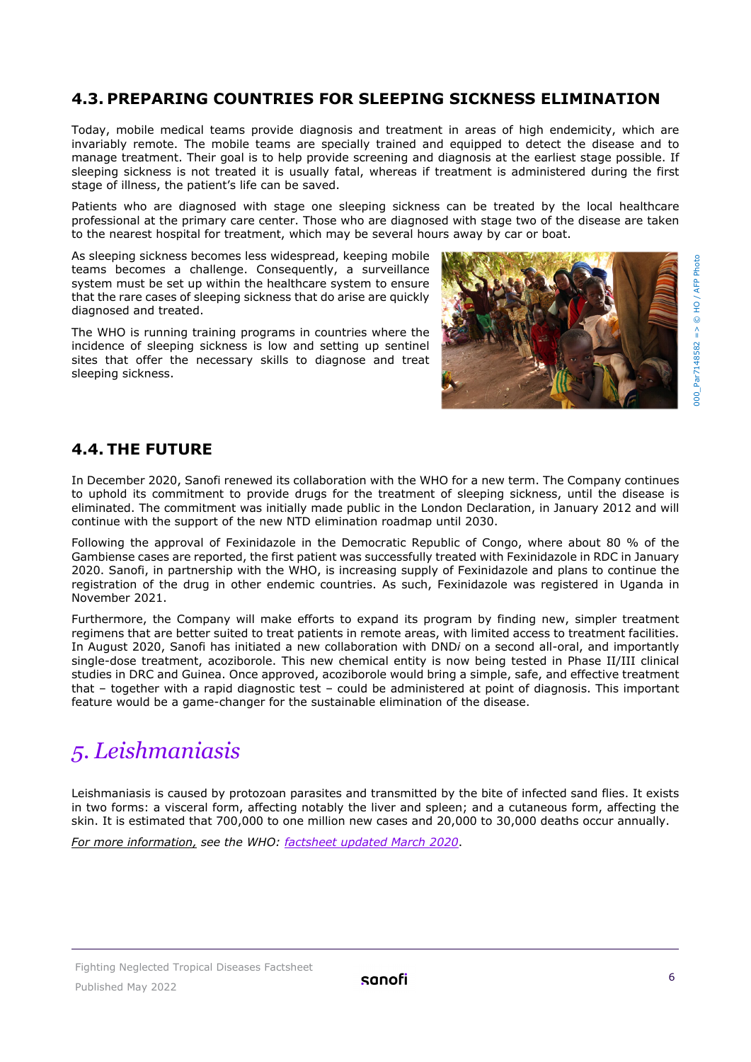## 4.3. PREPARING COUNTRIES FOR SLEEPING SICKNESS ELIMINATION

Today, mobile medical teams provide diagnosis and treatment in areas of high endemicity, which are invariably remote. The mobile teams are specially trained and equipped to detect the disease and to manage treatment. Their goal is to help provide screening and diagnosis at the earliest stage possible. If sleeping sickness is not treated it is usually fatal, whereas if treatment is administered during the first stage of illness, the patient's life can be saved.

Patients who are diagnosed with stage one sleeping sickness can be treated by the local healthcare professional at the primary care center. Those who are diagnosed with stage two of the disease are taken to the nearest hospital for treatment, which may be several hours away by car or boat.

As sleeping sickness becomes less widespread, keeping mobile teams becomes a challenge. Consequently, a surveillance system must be set up within the healthcare system to ensure that the rare cases of sleeping sickness that do arise are quickly diagnosed and treated.

The WHO is running training programs in countries where the incidence of sleeping sickness is low and setting up sentinel sites that offer the necessary skills to diagnose and treat sleeping sickness.

000_Par7148582 => © HO / AFP Photo

## 4.4. THE FUTURE

In December 2020, Sanofi renewed its collaboration with the WHO for a new term. The Company continues to uphold its commitment to provide drugs for the treatment of sleeping sickness, until the disease is eliminated. The commitment was initially made public in the London Declaration, in January 2012 and will continue with the support of the new NTD elimination roadmap until 2030.

Following the approval of Fexinidazole in the Democratic Republic of Congo, where about 80 % of the Gambiense cases are reported, the first patient was successfully treated with Fexinidazole in RDC in January 2020. Sanofi, in partnership with the WHO, is increasing supply of Fexinidazole and plans to continue the registration of the drug in other endemic countries. As such, Fexinidazole was registered in Uganda in November 2021.

Furthermore, the Company will make efforts to expand its program by finding new, simpler treatment regimens that are better suited to treat patients in remote areas, with limited access to treatment facilities. In August 2020, Sanofi has initiated a new collaboration with DND*i* on a second all-oral, and importantly single-dose treatment, acoziborole. This new chemical entity is now being tested in Phase II/III clinical studies in DRC and Guinea. Once approved, acoziborole would bring a simple, safe, and effective treatment that – together with a rapid diagnostic test – could be administered at point of diagnosis. This important feature would be a game-changer for the sustainable elimination of the disease.

# *5. Leishmaniasis*

Leishmaniasis is caused by protozoan parasites and transmitted by the bite of infected sand flies. It exists in two forms: a visceral form, affecting notably the liver and spleen; and a cutaneous form, affecting the skin. It is estimated that 700,000 to one million new cases and 20,000 to 30,000 deaths occur annually.

*For more information, see the WHO: factsheet updated March 2020.*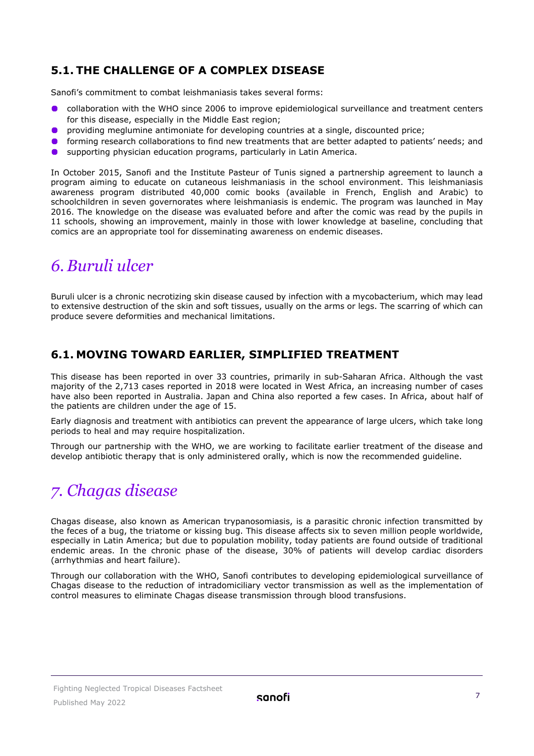### 5.1. THE CHALLENGE OF A COMPLEX DISEASE

Sanofi's commitment to combat leishmaniasis takes several forms:

- collaboration with the WHO since 2006 to improve epidemiological surveillance and treatment centers for this disease, especially in the Middle East region;
- providing meglumine antimoniate for developing countries at a single, discounted price;
- forming research collaborations to find new treatments that are better adapted to patients' needs; and
- supporting physician education programs, particularly in Latin America.

In October 2015, Sanofi and the Institute Pasteur of Tunis signed a partnership agreement to launch a program aiming to educate on cutaneous leishmaniasis in the school environment. This leishmaniasis awareness program distributed 40,000 comic books (available in French, English and Arabic) to schoolchildren in seven governorates where leishmaniasis is endemic. The program was launched in May 2016. The knowledge on the disease was evaluated before and after the comic was read by the pupils in 11 schools, showing an improvement, mainly in those with lower knowledge at baseline, concluding that comics are an appropriate tool for disseminating awareness on endemic diseases.

## *6. Buruli ulcer*

Buruli ulcer is a chronic necrotizing skin disease caused by infection with a mycobacterium, which may lead to extensive destruction of the skin and soft tissues, usually on the arms or legs. The scarring of which can produce severe deformities and mechanical limitations.

### 6.1. MOVING TOWARD EARLIER, SIMPLIFIED TREATMENT

This disease has been reported in over 33 countries, primarily in sub-Saharan Africa. Although the vast majority of the 2,713 cases reported in 2018 were located in West Africa, an increasing number of cases have also been reported in Australia. Japan and China also reported a few cases. In Africa, about half of the patients are children under the age of 15.

Early diagnosis and treatment with antibiotics can prevent the appearance of large ulcers, which take long periods to heal and may require hospitalization.

Through our partnership with the WHO, we are working to facilitate earlier treatment of the disease and develop antibiotic therapy that is only administered orally, which is now the recommended guideline.

## *7. Chagas disease*

Chagas disease, also known as American trypanosomiasis, is a parasitic chronic infection transmitted by the feces of a bug, the triatome or kissing bug. This disease affects six to seven million people worldwide, especially in Latin America; but due to population mobility, today patients are found outside of traditional endemic areas. In the chronic phase of the disease, 30% of patients will develop cardiac disorders (arrhythmias and heart failure).

Through our collaboration with the WHO, Sanofi contributes to developing epidemiological surveillance of Chagas disease to the reduction of intradomiciliary vector transmission as well as the implementation of control measures to eliminate Chagas disease transmission through blood transfusions.